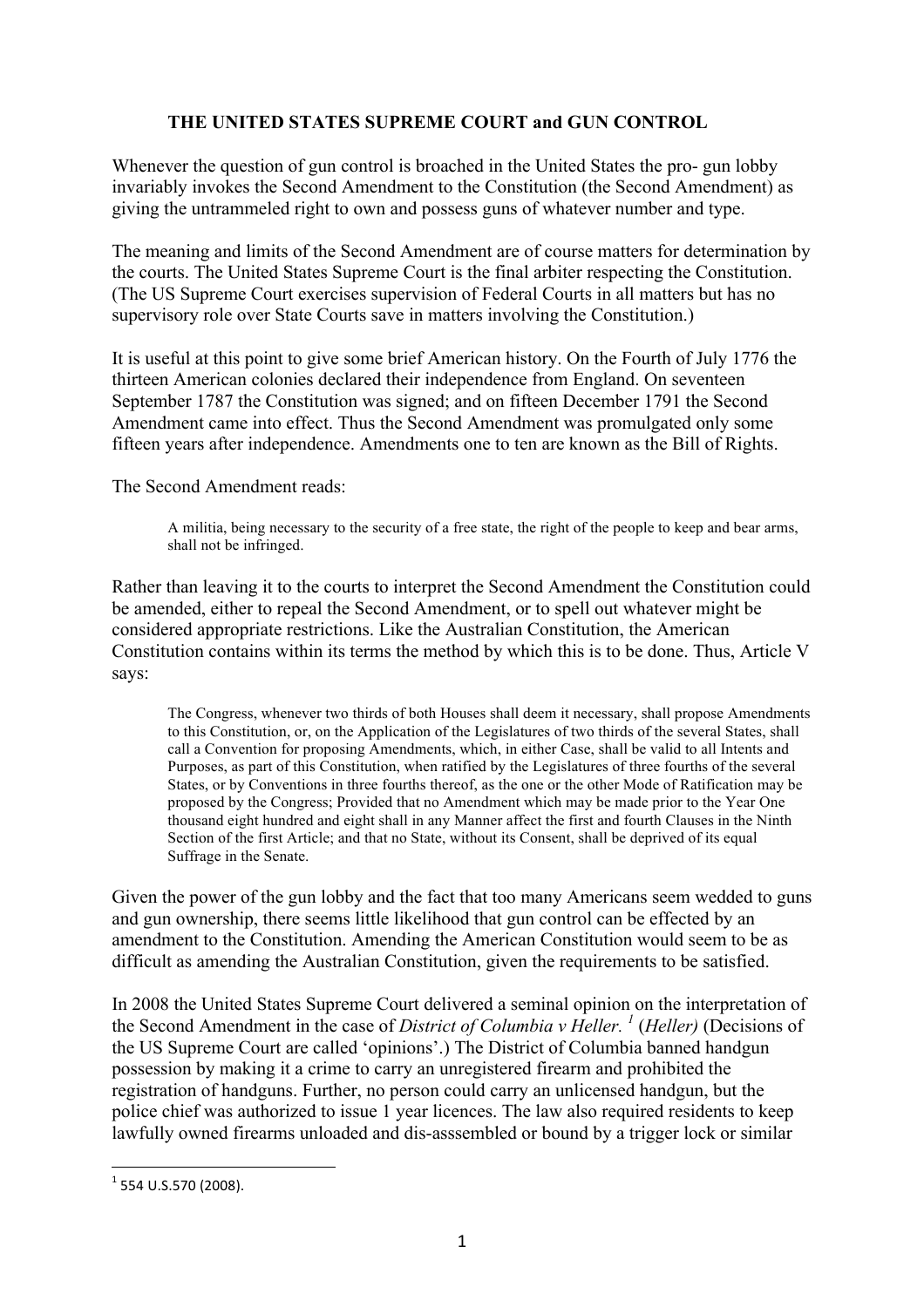# THE UNITED STATES SUPREME COURT and GUN CONTROL

Whenever the question of gun control is broached in the United States the pro- gun lobby invariably invokes the Second Amendment to the Constitution (the Second Amendment) as giving the untrammeled right to own and possess guns of whatever number and type.

The meaning and limits of the Second Amendment are of course matters for determination by the courts. The United States Supreme Court is the final arbiter respecting the Constitution. (The US Supreme Court exercises supervision of Federal Courts in all matters but has no supervisory role over State Courts save in matters involving the Constitution.)

It is useful at this point to give some brief American history. On the Fourth of July 1776 the thirteen American colonies declared their independence from England. On seventeen September 1787 the Constitution was signed; and on fifteen December 1791 the Second Amendment came into effect. Thus the Second Amendment was promulgated only some fifteen years after independence. Amendments one to ten are known as the Bill of Rights.

The Second Amendment reads:

> A militia, being necessary to the security of a free state, the right of the people to keep and bear arms, shall not be infringed.

Rather than leaving it to the courts to interpret the Second Amendment the Constitution could be amended, either to repeal the Second Amendment, or to spell out whatever might be considered appropriate restrictions. Like the Australian Constitution, the American Constitution contains within its terms the method by which this is to be done. Thus, Article V says:

> The Congress, whenever two thirds of both Houses shall deem it necessary, shall propose Amendments to this Constitution, or, on the Application of the Legislatures of two thirds of the several States, shall call a Convention for proposing Amendments, which, in either Case, shall be valid to all Intents and Purposes, as part of this Constitution, when ratified by the Legislatures of three fourths of the several States, or by Conventions in three fourths thereof, as the one or the other Mode of Ratification may be proposed by the Congress; Provided that no Amendment which may be made prior to the Year One thousand eight hundred and eight shall in any Manner affect the first and fourth Clauses in the Ninth Section of the first Article; and that no State, without its Consent, shall be deprived of its equal Suffrage in the Senate.

Given the power of the gun lobby and the fact that too many Americans seem wedded to guns and gun ownership, there seems little likelihood that gun control can be effected by an amendment to the Constitution. Amending the American Constitution would seem to be as difficult as amending the Australian Constitution, given the requirements to be satisfied.

In 2008 the United States Supreme Court delivered a seminal opinion on the interpretation of the Second Amendment in the case of *District of Columbia v Heller.* [1] (*Heller)* (Decisions of the US Supreme Court are called 'opinions'.) The District of Columbia banned handgun possession by making it a crime to carry an unregistered firearm and prohibited the registration of handguns. Further, no person could carry an unlicensed handgun, but the police chief was authorized to issue 1 year licences. The law also required residents to keep lawfully owned firearms unloaded and dis-asssembled or bound by a trigger lock or similar

---

[1] 554 U.S.570 (2008).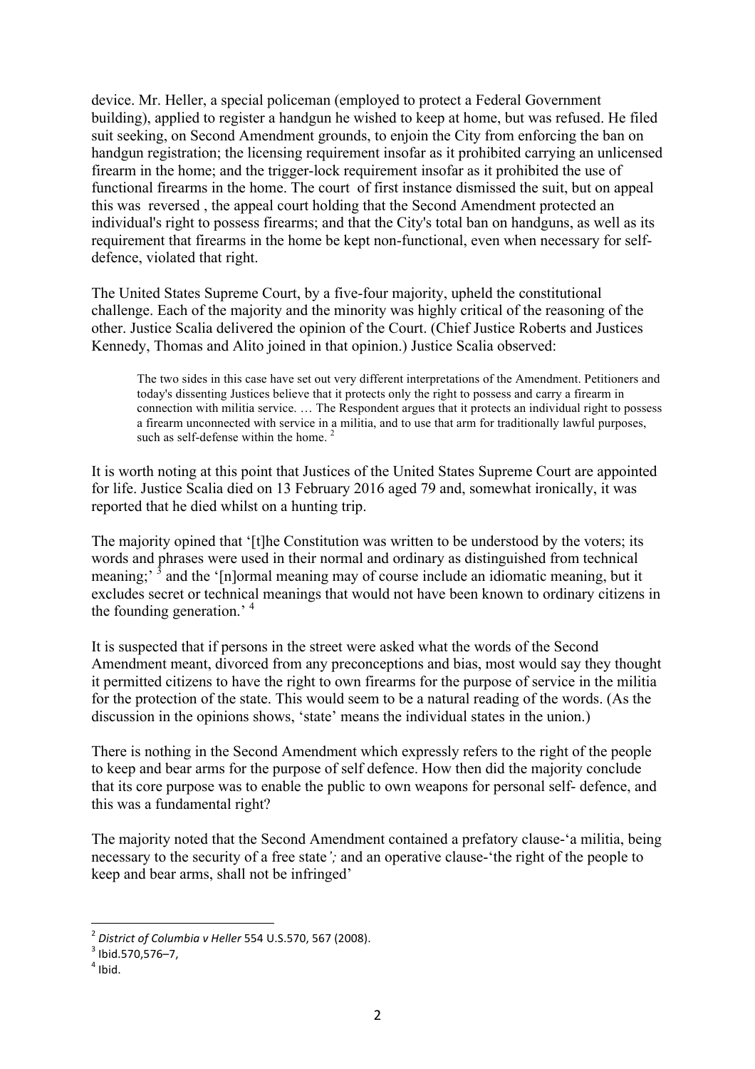device. Mr. Heller, a special policeman (employed to protect a Federal Government building), applied to register a handgun he wished to keep at home, but was refused. He filed suit seeking, on Second Amendment grounds, to enjoin the City from enforcing the ban on handgun registration; the licensing requirement insofar as it prohibited carrying an unlicensed firearm in the home; and the trigger-lock requirement insofar as it prohibited the use of functional firearms in the home. The court of first instance dismissed the suit, but on appeal this was reversed , the appeal court holding that the Second Amendment protected an individual's right to possess firearms; and that the City's total ban on handguns, as well as its requirement that firearms in the home be kept non-functional, even when necessary for self-defence, violated that right.

The United States Supreme Court, by a five-four majority, upheld the constitutional challenge. Each of the majority and the minority was highly critical of the reasoning of the other. Justice Scalia delivered the opinion of the Court. (Chief Justice Roberts and Justices Kennedy, Thomas and Alito joined in that opinion.) Justice Scalia observed:

> The two sides in this case have set out very different interpretations of the Amendment. Petitioners and today's dissenting Justices believe that it protects only the right to possess and carry a firearm in connection with militia service. … The Respondent argues that it protects an individual right to possess a firearm unconnected with service in a militia, and to use that arm for traditionally lawful purposes, such as self-defense within the home. [2]

It is worth noting at this point that Justices of the United States Supreme Court are appointed for life. Justice Scalia died on 13 February 2016 aged 79 and, somewhat ironically, it was reported that he died whilst on a hunting trip.

The majority opined that '[t]he Constitution was written to be understood by the voters; its words and phrases were used in their normal and ordinary as distinguished from technical meaning;' [3] and the '[n]ormal meaning may of course include an idiomatic meaning, but it excludes secret or technical meanings that would not have been known to ordinary citizens in the founding generation.' [4]

It is suspected that if persons in the street were asked what the words of the Second Amendment meant, divorced from any preconceptions and bias, most would say they thought it permitted citizens to have the right to own firearms for the purpose of service in the militia for the protection of the state. This would seem to be a natural reading of the words. (As the discussion in the opinions shows, 'state' means the individual states in the union.)

There is nothing in the Second Amendment which expressly refers to the right of the people to keep and bear arms for the purpose of self defence. How then did the majority conclude that its core purpose was to enable the public to own weapons for personal self- defence, and this was a fundamental right?

The majority noted that the Second Amendment contained a prefatory clause-'a militia, being necessary to the security of a free state*';* and an operative clause-'the right of the people to keep and bear arms, shall not be infringed'

---

[2] *District of Columbia v Heller* 554 U.S.570, 567 (2008).

[3] Ibid.570,576–7,

[4] Ibid.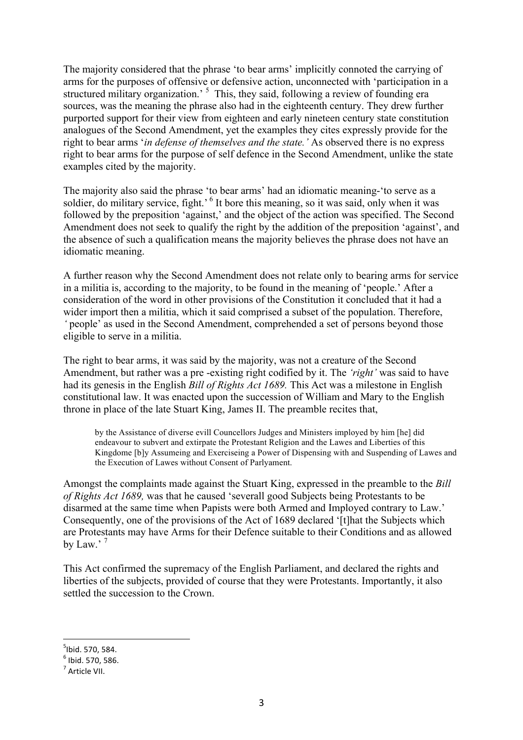The majority considered that the phrase 'to bear arms' implicitly connoted the carrying of arms for the purposes of offensive or defensive action, unconnected with 'participation in a structured military organization.' [5] This, they said, following a review of founding era sources, was the meaning the phrase also had in the eighteenth century. They drew further purported support for their view from eighteen and early nineteen century state constitution analogues of the Second Amendment, yet the examples they cites expressly provide for the right to bear arms '*in defense of themselves and the state.*' As observed there is no express right to bear arms for the purpose of self defence in the Second Amendment, unlike the state examples cited by the majority.

The majority also said the phrase 'to bear arms' had an idiomatic meaning-'to serve as a soldier, do military service, fight.' [6] It bore this meaning, so it was said, only when it was followed by the preposition 'against,' and the object of the action was specified. The Second Amendment does not seek to qualify the right by the addition of the preposition 'against', and the absence of such a qualification means the majority believes the phrase does not have an idiomatic meaning.

A further reason why the Second Amendment does not relate only to bearing arms for service in a militia is, according to the majority, to be found in the meaning of 'people.' After a consideration of the word in other provisions of the Constitution it concluded that it had a wider import then a militia, which it said comprised a subset of the population. Therefore, *'* people' as used in the Second Amendment, comprehended a set of persons beyond those eligible to serve in a militia.

The right to bear arms, it was said by the majority, was not a creature of the Second Amendment, but rather was a pre -existing right codified by it. The *'right'* was said to have had its genesis in the English *Bill of Rights Act 1689.* This Act was a milestone in English constitutional law. It was enacted upon the succession of William and Mary to the English throne in place of the late Stuart King, James II. The preamble recites that,

> by the Assistance of diverse evill Councellors Judges and Ministers imployed by him [he] did endeavour to subvert and extirpate the Protestant Religion and the Lawes and Liberties of this Kingdome [b]y Assumeing and Exerciseing a Power of Dispensing with and Suspending of Lawes and the Execution of Lawes without Consent of Parlyament.

Amongst the complaints made against the Stuart King, expressed in the preamble to the *Bill of Rights Act 1689,* was that he caused 'severall good Subjects being Protestants to be disarmed at the same time when Papists were both Armed and Imployed contrary to Law.' Consequently, one of the provisions of the Act of 1689 declared '[t]hat the Subjects which are Protestants may have Arms for their Defence suitable to their Conditions and as allowed by Law.' [7]

This Act confirmed the supremacy of the English Parliament, and declared the rights and liberties of the subjects, provided of course that they were Protestants. Importantly, it also settled the succession to the Crown.

---

[5] Ibid. 570, 584.

[6] Ibid. 570, 586.

[7] Article VII.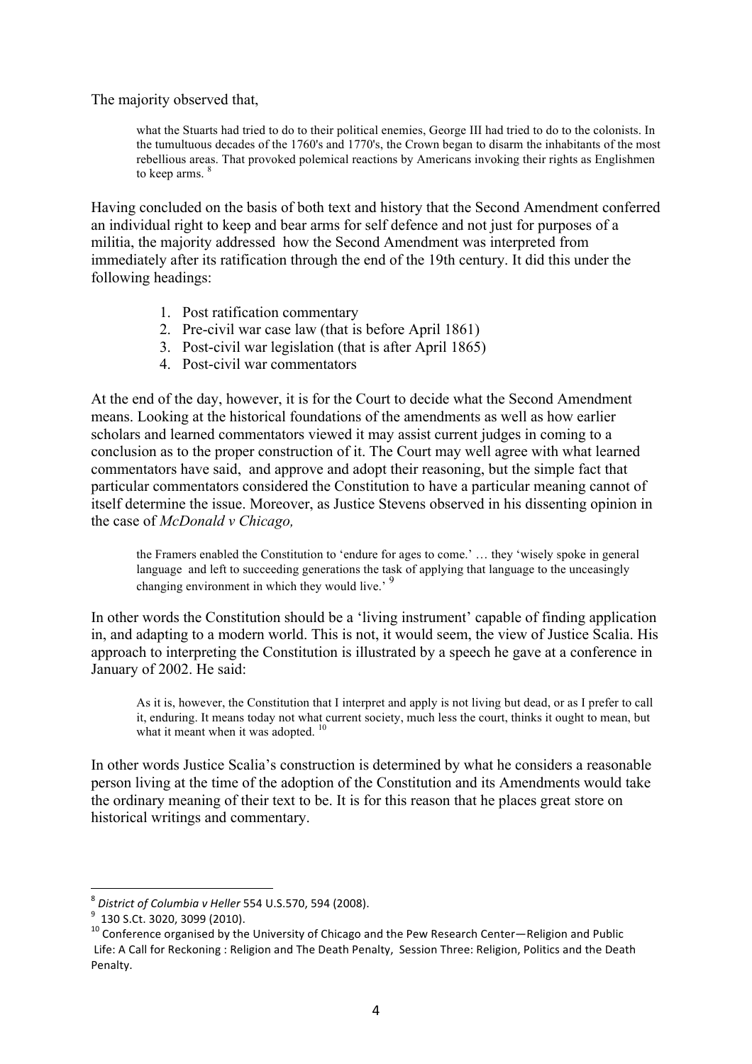The majority observed that,

> what the Stuarts had tried to do to their political enemies, George III had tried to do to the colonists. In the tumultuous decades of the 1760's and 1770's, the Crown began to disarm the inhabitants of the most rebellious areas. That provoked polemical reactions by Americans invoking their rights as Englishmen to keep arms. [8]

Having concluded on the basis of both text and history that the Second Amendment conferred an individual right to keep and bear arms for self defence and not just for purposes of a militia, the majority addressed how the Second Amendment was interpreted from immediately after its ratification through the end of the 19th century. It did this under the following headings:

1. Post ratification commentary
2. Pre-civil war case law (that is before April 1861)
3. Post-civil war legislation (that is after April 1865)
4. Post-civil war commentators

At the end of the day, however, it is for the Court to decide what the Second Amendment means. Looking at the historical foundations of the amendments as well as how earlier scholars and learned commentators viewed it may assist current judges in coming to a conclusion as to the proper construction of it. The Court may well agree with what learned commentators have said, and approve and adopt their reasoning, but the simple fact that particular commentators considered the Constitution to have a particular meaning cannot of itself determine the issue. Moreover, as Justice Stevens observed in his dissenting opinion in the case of *McDonald v Chicago,*

> the Framers enabled the Constitution to 'endure for ages to come.' … they 'wisely spoke in general language and left to succeeding generations the task of applying that language to the unceasingly changing environment in which they would live.' [9]

In other words the Constitution should be a 'living instrument' capable of finding application in, and adapting to a modern world. This is not, it would seem, the view of Justice Scalia. His approach to interpreting the Constitution is illustrated by a speech he gave at a conference in January of 2002. He said:

> As it is, however, the Constitution that I interpret and apply is not living but dead, or as I prefer to call it, enduring. It means today not what current society, much less the court, thinks it ought to mean, but what it meant when it was adopted. [10]

In other words Justice Scalia's construction is determined by what he considers a reasonable person living at the time of the adoption of the Constitution and its Amendments would take the ordinary meaning of their text to be. It is for this reason that he places great store on historical writings and commentary.

---

[8] *District of Columbia v Heller* 554 U.S.570, 594 (2008).

[9] 130 S.Ct. 3020, 3099 (2010).

[10] Conference organised by the University of Chicago and the Pew Research Center—Religion and Public Life: A Call for Reckoning : Religion and The Death Penalty, Session Three: Religion, Politics and the Death Penalty.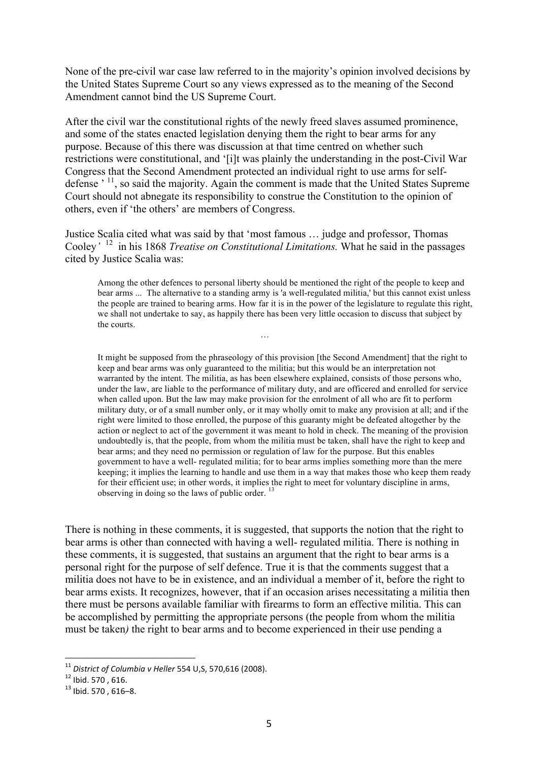None of the pre-civil war case law referred to in the majority's opinion involved decisions by the United States Supreme Court so any views expressed as to the meaning of the Second Amendment cannot bind the US Supreme Court.

After the civil war the constitutional rights of the newly freed slaves assumed prominence, and some of the states enacted legislation denying them the right to bear arms for any purpose. Because of this there was discussion at that time centred on whether such restrictions were constitutional, and '[i]t was plainly the understanding in the post-Civil War Congress that the Second Amendment protected an individual right to use arms for self-defense '[11], so said the majority. Again the comment is made that the United States Supreme Court should not abnegate its responsibility to construe the Constitution to the opinion of others, even if 'the others' are members of Congress.

Justice Scalia cited what was said by that 'most famous … judge and professor, Thomas Cooley'[12] in his 1868 *Treatise on Constitutional Limitations.* What he said in the passages cited by Justice Scalia was:

> Among the other defences to personal liberty should be mentioned the right of the people to keep and bear arms ... The alternative to a standing army is 'a well-regulated militia,' but this cannot exist unless the people are trained to bearing arms. How far it is in the power of the legislature to regulate this right, we shall not undertake to say, as happily there has been very little occasion to discuss that subject by the courts.
>
> …
>
> It might be supposed from the phraseology of this provision [the Second Amendment] that the right to keep and bear arms was only guaranteed to the militia; but this would be an interpretation not warranted by the intent. The militia, as has been elsewhere explained, consists of those persons who, under the law, are liable to the performance of military duty, and are officered and enrolled for service when called upon. But the law may make provision for the enrolment of all who are fit to perform military duty, or of a small number only, or it may wholly omit to make any provision at all; and if the right were limited to those enrolled, the purpose of this guaranty might be defeated altogether by the action or neglect to act of the government it was meant to hold in check. The meaning of the provision undoubtedly is, that the people, from whom the militia must be taken, shall have the right to keep and bear arms; and they need no permission or regulation of law for the purpose. But this enables government to have a well- regulated militia; for to bear arms implies something more than the mere keeping; it implies the learning to handle and use them in a way that makes those who keep them ready for their efficient use; in other words, it implies the right to meet for voluntary discipline in arms, observing in doing so the laws of public order.[13]

There is nothing in these comments, it is suggested, that supports the notion that the right to bear arms is other than connected with having a well- regulated militia. There is nothing in these comments, it is suggested, that sustains an argument that the right to bear arms is a personal right for the purpose of self defence. True it is that the comments suggest that a militia does not have to be in existence, and an individual a member of it, before the right to bear arms exists. It recognizes, however, that if an occasion arises necessitating a militia then there must be persons available familiar with firearms to form an effective militia. This can be accomplished by permitting the appropriate persons (the people from whom the militia must be taken*)* the right to bear arms and to become experienced in their use pending a

---

[11] *District of Columbia v Heller* 554 U,S, 570,616 (2008).

[12] Ibid. 570 , 616.

[13] Ibid. 570 , 616–8.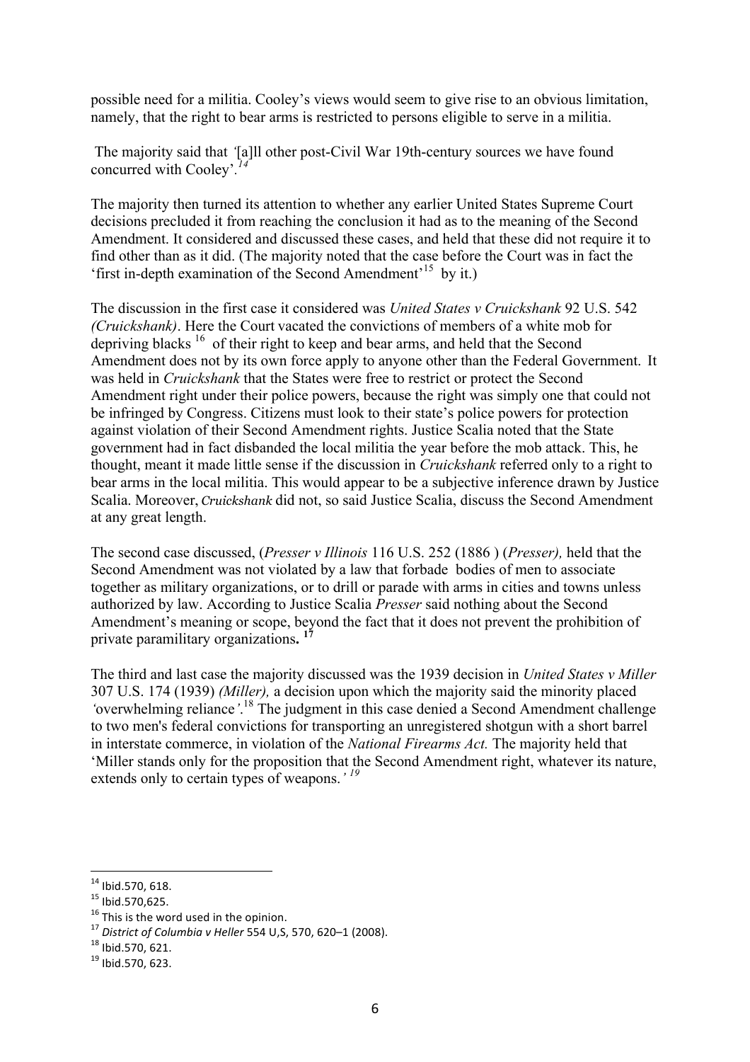possible need for a militia. Cooley's views would seem to give rise to an obvious limitation, namely, that the right to bear arms is restricted to persons eligible to serve in a militia.

The majority said that *'*[a]ll other post-Civil War 19th-century sources we have found concurred with Cooley'.[14]

The majority then turned its attention to whether any earlier United States Supreme Court decisions precluded it from reaching the conclusion it had as to the meaning of the Second Amendment. It considered and discussed these cases, and held that these did not require it to find other than as it did. (The majority noted that the case before the Court was in fact the 'first in-depth examination of the Second Amendment'[15] by it.)

The discussion in the first case it considered was *United States v Cruickshank* 92 U.S. 542 *(Cruickshank)*. Here the Court vacated the convictions of members of a white mob for depriving blacks [16] of their right to keep and bear arms, and held that the Second Amendment does not by its own force apply to anyone other than the Federal Government. It was held in *Cruickshank* that the States were free to restrict or protect the Second Amendment right under their police powers, because the right was simply one that could not be infringed by Congress. Citizens must look to their state's police powers for protection against violation of their Second Amendment rights. Justice Scalia noted that the State government had in fact disbanded the local militia the year before the mob attack. This, he thought, meant it made little sense if the discussion in *Cruickshank* referred only to a right to bear arms in the local militia. This would appear to be a subjective inference drawn by Justice Scalia. Moreover, *Cruickshank* did not, so said Justice Scalia, discuss the Second Amendment at any great length.

The second case discussed, (*Presser v Illinois* 116 U.S. 252 (1886 ) (*Presser),* held that the Second Amendment was not violated by a law that forbade bodies of men to associate together as military organizations, or to drill or parade with arms in cities and towns unless authorized by law. According to Justice Scalia *Presser* said nothing about the Second Amendment's meaning or scope, beyond the fact that it does not prevent the prohibition of private paramilitary organizations**.** [17]

The third and last case the majority discussed was the 1939 decision in *United States v Miller* 307 U.S. 174 (1939) *(Miller),* a decision upon which the majority said the minority placed *'*overwhelming reliance*'*.[18] The judgment in this case denied a Second Amendment challenge to two men's federal convictions for transporting an unregistered shotgun with a short barrel in interstate commerce, in violation of the *National Firearms Act.* The majority held that 'Miller stands only for the proposition that the Second Amendment right, whatever its nature, extends only to certain types of weapons.*'* [19]

---

[14] Ibid.570, 618.

[15] Ibid.570,625.

[16] This is the word used in the opinion.

[17] *District of Columbia v Heller* 554 U,S, 570, 620–1 (2008).

[18] Ibid.570, 621.

[19] Ibid.570, 623.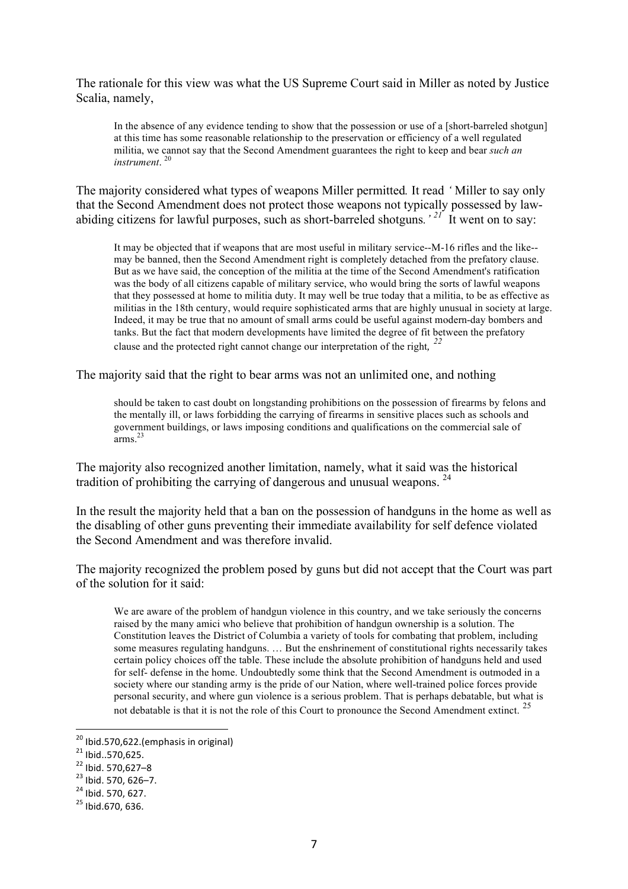The rationale for this view was what the US Supreme Court said in Miller as noted by Justice Scalia, namely,

> In the absence of any evidence tending to show that the possession or use of a [short-barreled shotgun] at this time has some reasonable relationship to the preservation or efficiency of a well regulated militia, we cannot say that the Second Amendment guarantees the right to keep and bear *such an instrument*. [20]

The majority considered what types of weapons Miller permitted*.* It read *'* Miller to say only that the Second Amendment does not protect those weapons not typically possessed by law-abiding citizens for lawful purposes, such as short-barreled shotguns*.'* [21] It went on to say:

> It may be objected that if weapons that are most useful in military service--M-16 rifles and the like--may be banned, then the Second Amendment right is completely detached from the prefatory clause. But as we have said, the conception of the militia at the time of the Second Amendment's ratification was the body of all citizens capable of military service, who would bring the sorts of lawful weapons that they possessed at home to militia duty. It may well be true today that a militia, to be as effective as militias in the 18th century, would require sophisticated arms that are highly unusual in society at large. Indeed, it may be true that no amount of small arms could be useful against modern-day bombers and tanks. But the fact that modern developments have limited the degree of fit between the prefatory clause and the protected right cannot change our interpretation of the right*,* [22]

The majority said that the right to bear arms was not an unlimited one, and nothing

> should be taken to cast doubt on longstanding prohibitions on the possession of firearms by felons and the mentally ill, or laws forbidding the carrying of firearms in sensitive places such as schools and government buildings, or laws imposing conditions and qualifications on the commercial sale of arms.[23]

The majority also recognized another limitation, namely, what it said was the historical tradition of prohibiting the carrying of dangerous and unusual weapons. [24]

In the result the majority held that a ban on the possession of handguns in the home as well as the disabling of other guns preventing their immediate availability for self defence violated the Second Amendment and was therefore invalid.

The majority recognized the problem posed by guns but did not accept that the Court was part of the solution for it said:

> We are aware of the problem of handgun violence in this country, and we take seriously the concerns raised by the many amici who believe that prohibition of handgun ownership is a solution. The Constitution leaves the District of Columbia a variety of tools for combating that problem, including some measures regulating handguns. … But the enshrinement of constitutional rights necessarily takes certain policy choices off the table. These include the absolute prohibition of handguns held and used for self- defense in the home. Undoubtedly some think that the Second Amendment is outmoded in a society where our standing army is the pride of our Nation, where well-trained police forces provide personal security, and where gun violence is a serious problem. That is perhaps debatable, but what is not debatable is that it is not the role of this Court to pronounce the Second Amendment extinct. [25]

---

[20] Ibid.570,622.(emphasis in original)

[21] Ibid..570,625.

[22] Ibid. 570,627–8

[23] Ibid. 570, 626–7.

[24] Ibid. 570, 627.

[25] Ibid.670, 636.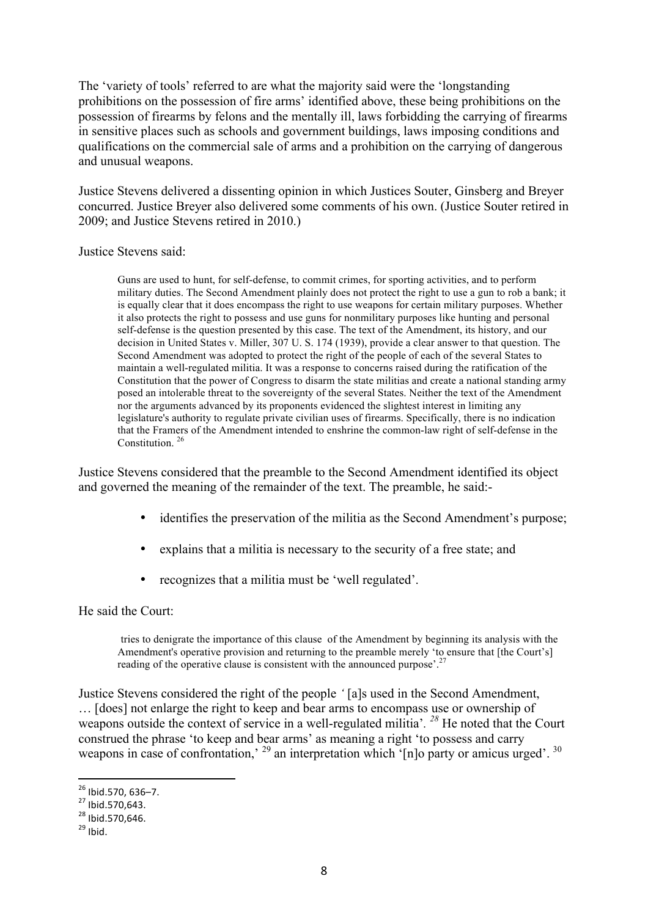The 'variety of tools' referred to are what the majority said were the 'longstanding prohibitions on the possession of fire arms' identified above, these being prohibitions on the possession of firearms by felons and the mentally ill, laws forbidding the carrying of firearms in sensitive places such as schools and government buildings, laws imposing conditions and qualifications on the commercial sale of arms and a prohibition on the carrying of dangerous and unusual weapons.

Justice Stevens delivered a dissenting opinion in which Justices Souter, Ginsberg and Breyer concurred. Justice Breyer also delivered some comments of his own. (Justice Souter retired in 2009; and Justice Stevens retired in 2010.)

Justice Stevens said:

> Guns are used to hunt, for self-defense, to commit crimes, for sporting activities, and to perform military duties. The Second Amendment plainly does not protect the right to use a gun to rob a bank; it is equally clear that it does encompass the right to use weapons for certain military purposes. Whether it also protects the right to possess and use guns for nonmilitary purposes like hunting and personal self-defense is the question presented by this case. The text of the Amendment, its history, and our decision in United States v. Miller, 307 U. S. 174 (1939), provide a clear answer to that question. The Second Amendment was adopted to protect the right of the people of each of the several States to maintain a well-regulated militia. It was a response to concerns raised during the ratification of the Constitution that the power of Congress to disarm the state militias and create a national standing army posed an intolerable threat to the sovereignty of the several States. Neither the text of the Amendment nor the arguments advanced by its proponents evidenced the slightest interest in limiting any legislature's authority to regulate private civilian uses of firearms. Specifically, there is no indication that the Framers of the Amendment intended to enshrine the common-law right of self-defense in the Constitution. [26]

Justice Stevens considered that the preamble to the Second Amendment identified its object and governed the meaning of the remainder of the text. The preamble, he said:-

- identifies the preservation of the militia as the Second Amendment's purpose;
- explains that a militia is necessary to the security of a free state; and
- recognizes that a militia must be 'well regulated'.

He said the Court:

> tries to denigrate the importance of this clause of the Amendment by beginning its analysis with the Amendment's operative provision and returning to the preamble merely 'to ensure that [the Court's] reading of the operative clause is consistent with the announced purpose'.[27]

Justice Stevens considered the right of the people *'* [a]s used in the Second Amendment, … [does] not enlarge the right to keep and bear arms to encompass use or ownership of weapons outside the context of service in a well-regulated militia'. [28] He noted that the Court construed the phrase 'to keep and bear arms' as meaning a right 'to possess and carry weapons in case of confrontation,' [29] an interpretation which '[n]o party or amicus urged'. [30]

---

[26] Ibid.570, 636–7.

[27] Ibid.570,643.

[28] Ibid.570,646.

[29] Ibid.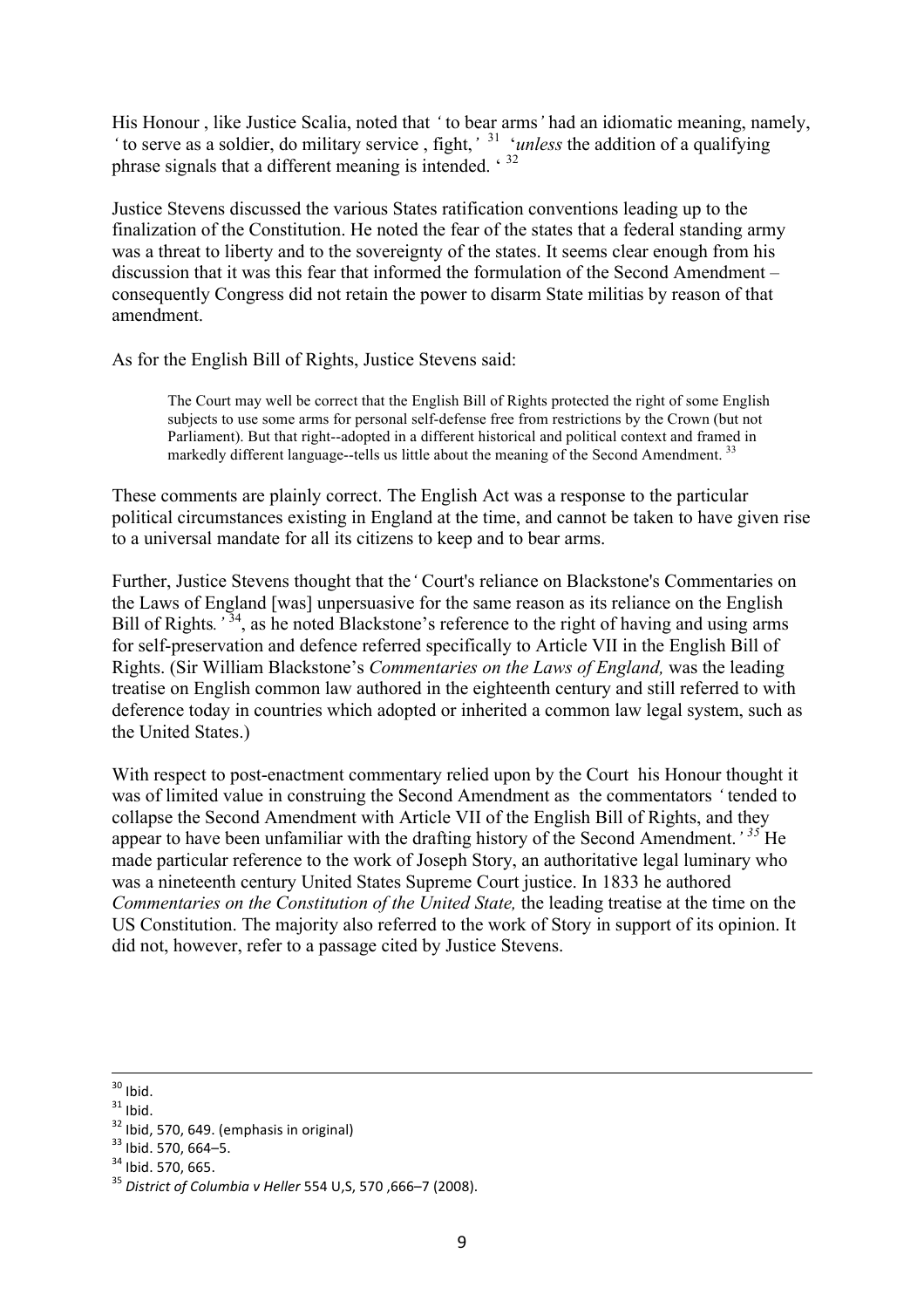His Honour , like Justice Scalia, noted that *'* to bear arms*'* had an idiomatic meaning, namely, *'* to serve as a soldier, do military service , fight,*'* [31] '*unless* the addition of a qualifying phrase signals that a different meaning is intended. ' [32]

Justice Stevens discussed the various States ratification conventions leading up to the finalization of the Constitution. He noted the fear of the states that a federal standing army was a threat to liberty and to the sovereignty of the states. It seems clear enough from his discussion that it was this fear that informed the formulation of the Second Amendment – consequently Congress did not retain the power to disarm State militias by reason of that amendment.

As for the English Bill of Rights, Justice Stevens said:

> The Court may well be correct that the English Bill of Rights protected the right of some English subjects to use some arms for personal self-defense free from restrictions by the Crown (but not Parliament). But that right--adopted in a different historical and political context and framed in markedly different language--tells us little about the meaning of the Second Amendment. [33]

These comments are plainly correct. The English Act was a response to the particular political circumstances existing in England at the time, and cannot be taken to have given rise to a universal mandate for all its citizens to keep and to bear arms.

Further, Justice Stevens thought that the*'* Court's reliance on Blackstone's Commentaries on the Laws of England [was] unpersuasive for the same reason as its reliance on the English Bill of Rights*.'* [34], as he noted Blackstone's reference to the right of having and using arms for self-preservation and defence referred specifically to Article VII in the English Bill of Rights. (Sir William Blackstone's *Commentaries on the Laws of England,* was the leading treatise on English common law authored in the eighteenth century and still referred to with deference today in countries which adopted or inherited a common law legal system, such as the United States.)

With respect to post-enactment commentary relied upon by the Court his Honour thought it was of limited value in construing the Second Amendment as the commentators *'* tended to collapse the Second Amendment with Article VII of the English Bill of Rights, and they appear to have been unfamiliar with the drafting history of the Second Amendment.*'* [35] He made particular reference to the work of Joseph Story, an authoritative legal luminary who was a nineteenth century United States Supreme Court justice. In 1833 he authored *Commentaries on the Constitution of the United State,* the leading treatise at the time on the US Constitution. The majority also referred to the work of Story in support of its opinion. It did not, however, refer to a passage cited by Justice Stevens.

---

[30] Ibid.
[31] Ibid.
[32] Ibid, 570, 649. (emphasis in original)
[33] Ibid. 570, 664–5.
[34] Ibid. 570, 665.
[35] *District of Columbia v Heller* 554 U,S, 570 ,666–7 (2008).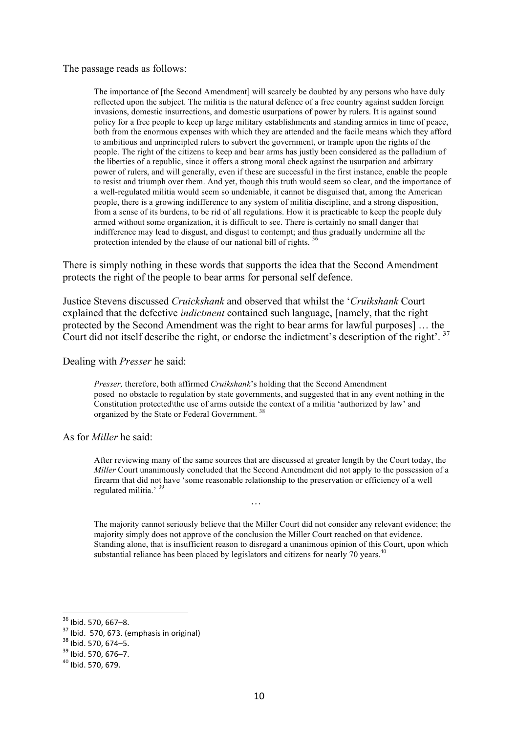The passage reads as follows:

> The importance of [the Second Amendment] will scarcely be doubted by any persons who have duly reflected upon the subject. The militia is the natural defence of a free country against sudden foreign invasions, domestic insurrections, and domestic usurpations of power by rulers. It is against sound policy for a free people to keep up large military establishments and standing armies in time of peace, both from the enormous expenses with which they are attended and the facile means which they afford to ambitious and unprincipled rulers to subvert the government, or trample upon the rights of the people. The right of the citizens to keep and bear arms has justly been considered as the palladium of the liberties of a republic, since it offers a strong moral check against the usurpation and arbitrary power of rulers, and will generally, even if these are successful in the first instance, enable the people to resist and triumph over them. And yet, though this truth would seem so clear, and the importance of a well-regulated militia would seem so undeniable, it cannot be disguised that, among the American people, there is a growing indifference to any system of militia discipline, and a strong disposition, from a sense of its burdens, to be rid of all regulations. How it is practicable to keep the people duly armed without some organization, it is difficult to see. There is certainly no small danger that indifference may lead to disgust, and disgust to contempt; and thus gradually undermine all the protection intended by the clause of our national bill of rights. [36]

There is simply nothing in these words that supports the idea that the Second Amendment protects the right of the people to bear arms for personal self defence.

Justice Stevens discussed *Cruickshank* and observed that whilst the '*Cruikshank* Court explained that the defective *indictment* contained such language, [namely, that the right protected by the Second Amendment was the right to bear arms for lawful purposes] … the Court did not itself describe the right, or endorse the indictment's description of the right'. [37]

Dealing with *Presser* he said:

> *Presser,* therefore, both affirmed *Cruikshank*'s holding that the Second Amendment posed no obstacle to regulation by state governments, and suggested that in any event nothing in the Constitution protected\the use of arms outside the context of a militia 'authorized by law' and organized by the State or Federal Government. [38]

As for *Miller* he said:

> After reviewing many of the same sources that are discussed at greater length by the Court today, the *Miller* Court unanimously concluded that the Second Amendment did not apply to the possession of a firearm that did not have 'some reasonable relationship to the preservation or efficiency of a well regulated militia.' [39]
>
> …
>
> The majority cannot seriously believe that the Miller Court did not consider any relevant evidence; the majority simply does not approve of the conclusion the Miller Court reached on that evidence. Standing alone, that is insufficient reason to disregard a unanimous opinion of this Court, upon which substantial reliance has been placed by legislators and citizens for nearly 70 years.[40]

---

[36] Ibid. 570, 667–8.

[37] Ibid. 570, 673. (emphasis in original)

[38] Ibid. 570, 674–5.

[39] Ibid. 570, 676–7.

[40] Ibid. 570, 679.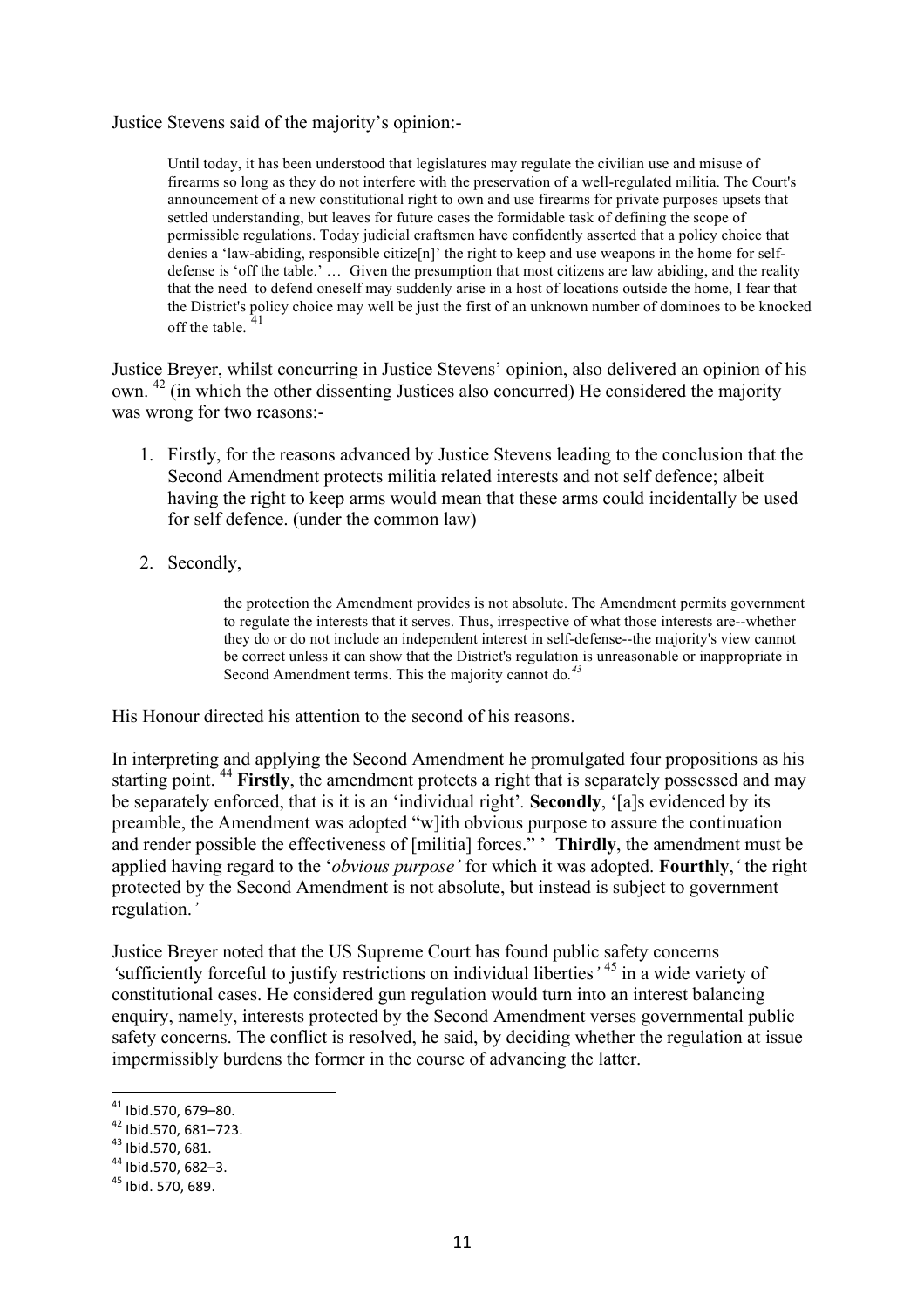Justice Stevens said of the majority's opinion:-

> Until today, it has been understood that legislatures may regulate the civilian use and misuse of firearms so long as they do not interfere with the preservation of a well-regulated militia. The Court's announcement of a new constitutional right to own and use firearms for private purposes upsets that settled understanding, but leaves for future cases the formidable task of defining the scope of permissible regulations. Today judicial craftsmen have confidently asserted that a policy choice that denies a 'law-abiding, responsible citize[n]' the right to keep and use weapons in the home for self-defense is 'off the table.' … Given the presumption that most citizens are law abiding, and the reality that the need to defend oneself may suddenly arise in a host of locations outside the home, I fear that the District's policy choice may well be just the first of an unknown number of dominoes to be knocked off the table. [41]

Justice Breyer, whilst concurring in Justice Stevens' opinion, also delivered an opinion of his own. [42] (in which the other dissenting Justices also concurred) He considered the majority was wrong for two reasons:-

1. Firstly, for the reasons advanced by Justice Stevens leading to the conclusion that the Second Amendment protects militia related interests and not self defence; albeit having the right to keep arms would mean that these arms could incidentally be used for self defence. (under the common law)

2. Secondly,

> the protection the Amendment provides is not absolute. The Amendment permits government to regulate the interests that it serves. Thus, irrespective of what those interests are--whether they do or do not include an independent interest in self-defense--the majority's view cannot be correct unless it can show that the District's regulation is unreasonable or inappropriate in Second Amendment terms. This the majority cannot do.[43]

His Honour directed his attention to the second of his reasons.

In interpreting and applying the Second Amendment he promulgated four propositions as his starting point. [44] **Firstly**, the amendment protects a right that is separately possessed and may be separately enforced, that is it is an 'individual right'. **Secondly**, '[a]s evidenced by its preamble, the Amendment was adopted "w]ith obvious purpose to assure the continuation and render possible the effectiveness of [militia] forces." ' **Thirdly**, the amendment must be applied having regard to the '*obvious purpose'* for which it was adopted. **Fourthly**,*'* the right protected by the Second Amendment is not absolute, but instead is subject to government regulation.*'*

Justice Breyer noted that the US Supreme Court has found public safety concerns *'sufficiently forceful to justify restrictions on individual liberties'* [45] in a wide variety of constitutional cases. He considered gun regulation would turn into an interest balancing enquiry, namely, interests protected by the Second Amendment verses governmental public safety concerns. The conflict is resolved, he said, by deciding whether the regulation at issue impermissibly burdens the former in the course of advancing the latter.

---

[41] Ibid.570, 679–80.
[42] Ibid.570, 681–723.
[43] Ibid.570, 681.
[44] Ibid.570, 682–3.
[45] Ibid. 570, 689.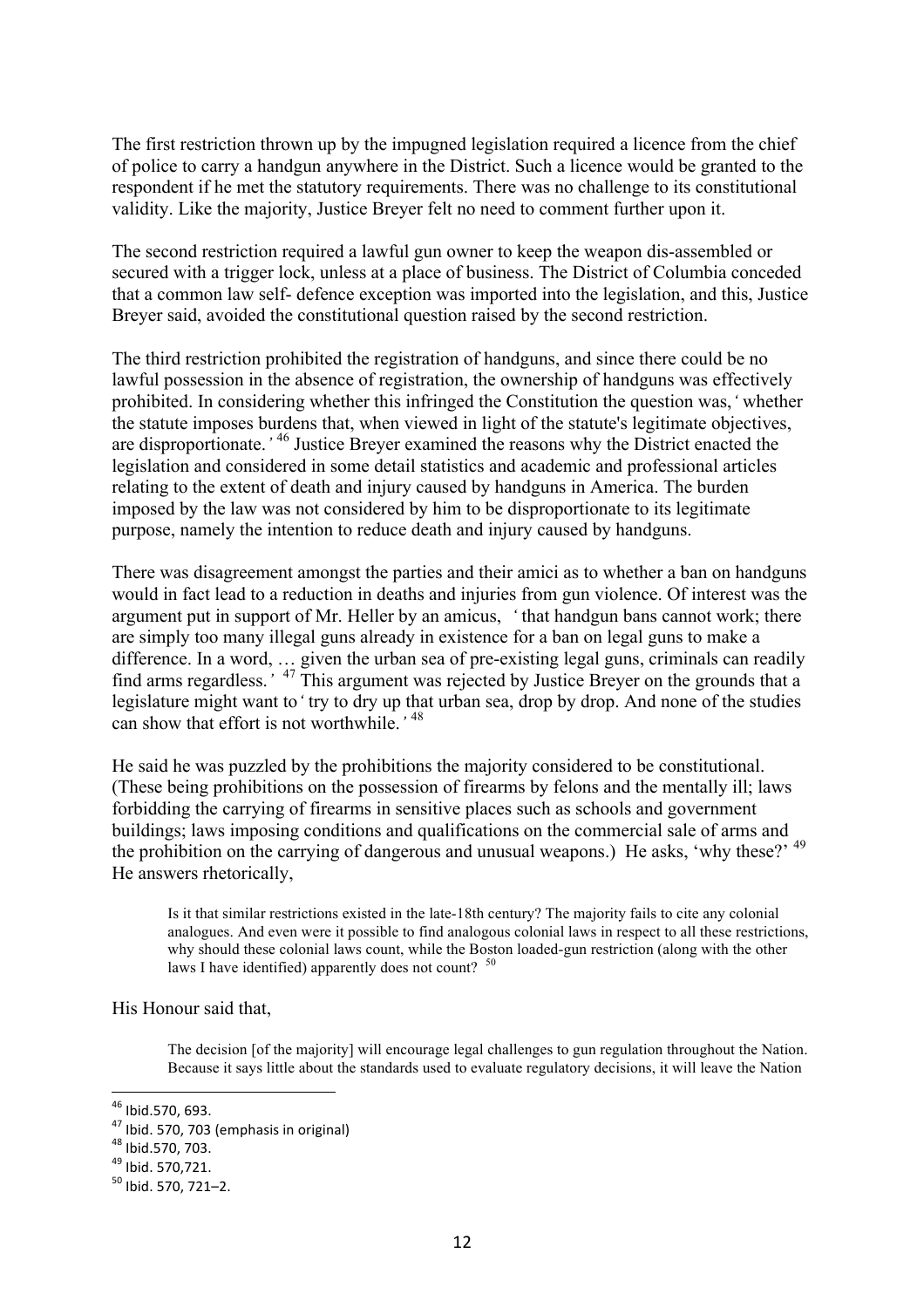The first restriction thrown up by the impugned legislation required a licence from the chief of police to carry a handgun anywhere in the District. Such a licence would be granted to the respondent if he met the statutory requirements. There was no challenge to its constitutional validity. Like the majority, Justice Breyer felt no need to comment further upon it.

The second restriction required a lawful gun owner to keep the weapon dis-assembled or secured with a trigger lock, unless at a place of business. The District of Columbia conceded that a common law self- defence exception was imported into the legislation, and this, Justice Breyer said, avoided the constitutional question raised by the second restriction.

The third restriction prohibited the registration of handguns, and since there could be no lawful possession in the absence of registration, the ownership of handguns was effectively prohibited. In considering whether this infringed the Constitution the question was, *'* whether the statute imposes burdens that, when viewed in light of the statute's legitimate objectives, are disproportionate.*'* [46] Justice Breyer examined the reasons why the District enacted the legislation and considered in some detail statistics and academic and professional articles relating to the extent of death and injury caused by handguns in America. The burden imposed by the law was not considered by him to be disproportionate to its legitimate purpose, namely the intention to reduce death and injury caused by handguns.

There was disagreement amongst the parties and their amici as to whether a ban on handguns would in fact lead to a reduction in deaths and injuries from gun violence. Of interest was the argument put in support of Mr. Heller by an amicus, *'* that handgun bans cannot work; there are simply too many illegal guns already in existence for a ban on legal guns to make a difference. In a word, … given the urban sea of pre-existing legal guns, criminals can readily find arms regardless.*'* [47] This argument was rejected by Justice Breyer on the grounds that a legislature might want to *'* try to dry up that urban sea, drop by drop. And none of the studies can show that effort is not worthwhile.*'* [48]

He said he was puzzled by the prohibitions the majority considered to be constitutional. (These being prohibitions on the possession of firearms by felons and the mentally ill; laws forbidding the carrying of firearms in sensitive places such as schools and government buildings; laws imposing conditions and qualifications on the commercial sale of arms and the prohibition on the carrying of dangerous and unusual weapons.) He asks, 'why these?' [49] He answers rhetorically,

> Is it that similar restrictions existed in the late-18th century? The majority fails to cite any colonial analogues. And even were it possible to find analogous colonial laws in respect to all these restrictions, why should these colonial laws count, while the Boston loaded-gun restriction (along with the other laws I have identified) apparently does not count? [50]

His Honour said that,

> The decision [of the majority] will encourage legal challenges to gun regulation throughout the Nation. Because it says little about the standards used to evaluate regulatory decisions, it will leave the Nation

---

[46] Ibid.570, 693.

[47] Ibid. 570, 703 (emphasis in original)

[48] Ibid.570, 703.

[49] Ibid. 570,721.

[50] Ibid. 570, 721–2.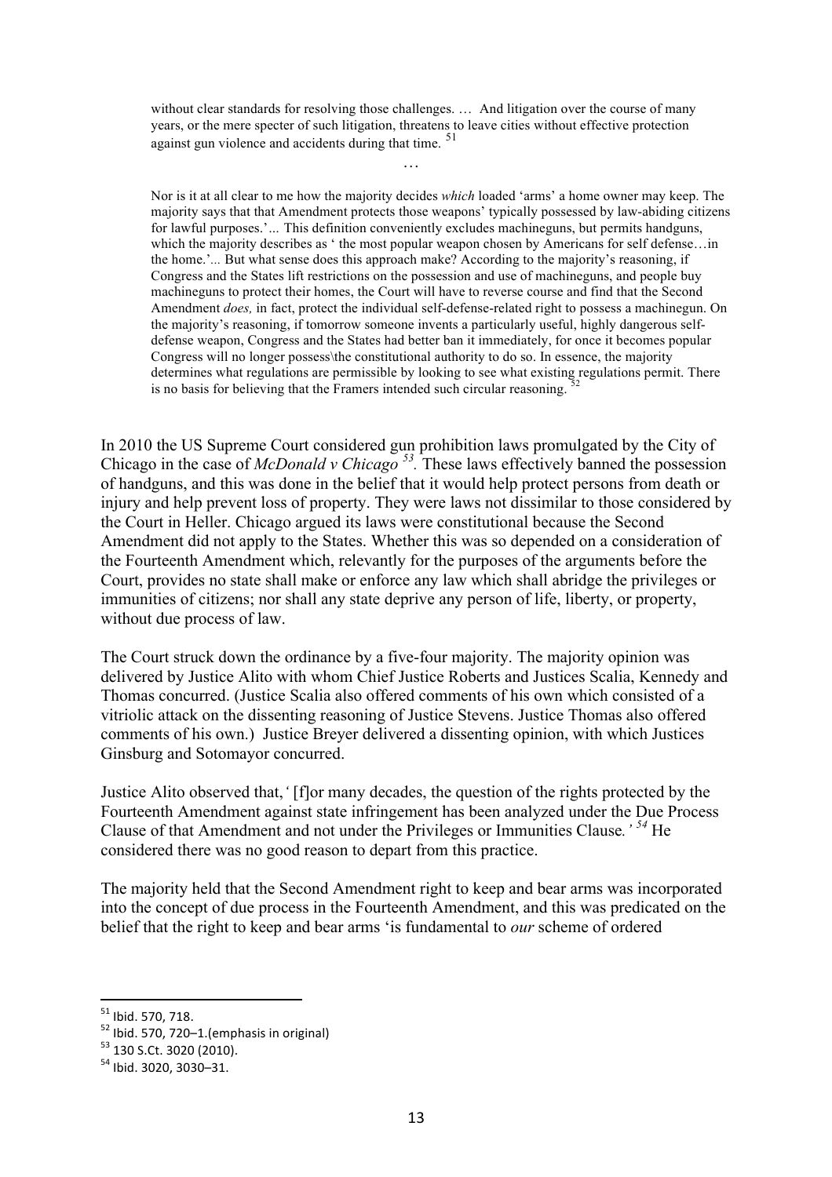> without clear standards for resolving those challenges. … And litigation over the course of many years, or the mere specter of such litigation, threatens to leave cities without effective protection against gun violence and accidents during that time. [51]
>
> …
>
> Nor is it at all clear to me how the majority decides *which* loaded 'arms' a home owner may keep. The majority says that that Amendment protects those weapons' typically possessed by law-abiding citizens for lawful purposes.'... This definition conveniently excludes machineguns, but permits handguns, which the majority describes as ' the most popular weapon chosen by Americans for self defense…in the home.'... But what sense does this approach make? According to the majority's reasoning, if Congress and the States lift restrictions on the possession and use of machineguns, and people buy machineguns to protect their homes, the Court will have to reverse course and find that the Second Amendment *does,* in fact, protect the individual self-defense-related right to possess a machinegun. On the majority's reasoning, if tomorrow someone invents a particularly useful, highly dangerous self-defense weapon, Congress and the States had better ban it immediately, for once it becomes popular Congress will no longer possess\the constitutional authority to do so. In essence, the majority determines what regulations are permissible by looking to see what existing regulations permit. There is no basis for believing that the Framers intended such circular reasoning. [52]

In 2010 the US Supreme Court considered gun prohibition laws promulgated by the City of Chicago in the case of *McDonald v Chicago* [53]. These laws effectively banned the possession of handguns, and this was done in the belief that it would help protect persons from death or injury and help prevent loss of property. They were laws not dissimilar to those considered by the Court in Heller. Chicago argued its laws were constitutional because the Second Amendment did not apply to the States. Whether this was so depended on a consideration of the Fourteenth Amendment which, relevantly for the purposes of the arguments before the Court, provides no state shall make or enforce any law which shall abridge the privileges or immunities of citizens; nor shall any state deprive any person of life, liberty, or property, without due process of law.

The Court struck down the ordinance by a five-four majority. The majority opinion was delivered by Justice Alito with whom Chief Justice Roberts and Justices Scalia, Kennedy and Thomas concurred. (Justice Scalia also offered comments of his own which consisted of a vitriolic attack on the dissenting reasoning of Justice Stevens. Justice Thomas also offered comments of his own.) Justice Breyer delivered a dissenting opinion, with which Justices Ginsburg and Sotomayor concurred.

Justice Alito observed that, '[f]or many decades, the question of the rights protected by the Fourteenth Amendment against state infringement has been analyzed under the Due Process Clause of that Amendment and not under the Privileges or Immunities Clause*.'* [54] He considered there was no good reason to depart from this practice.

The majority held that the Second Amendment right to keep and bear arms was incorporated into the concept of due process in the Fourteenth Amendment, and this was predicated on the belief that the right to keep and bear arms 'is fundamental to *our* scheme of ordered

---

[51] Ibid. 570, 718.

[52] Ibid. 570, 720–1.(emphasis in original)

[53] 130 S.Ct. 3020 (2010).

[54] Ibid. 3020, 3030–31.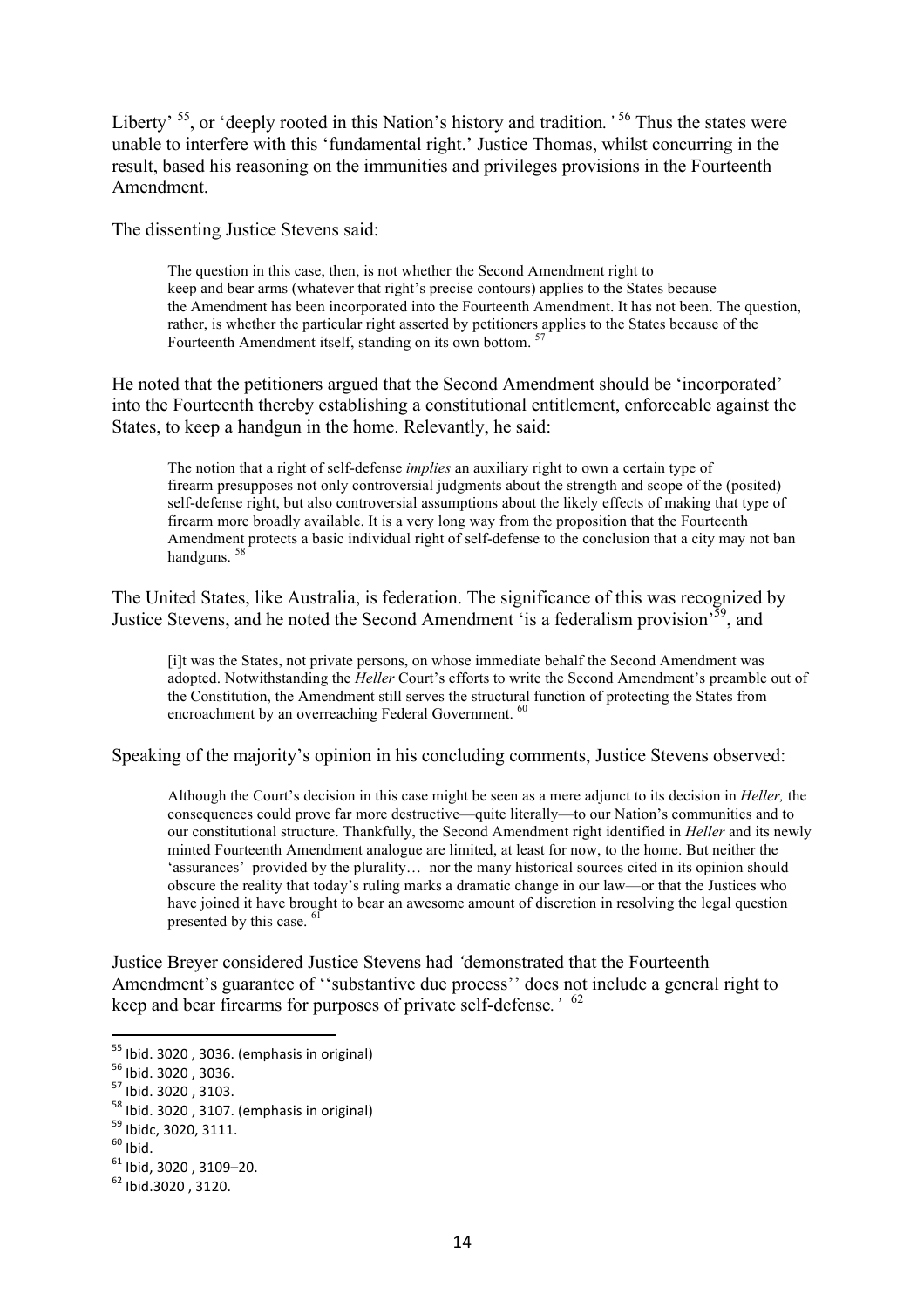Liberty' [55], or 'deeply rooted in this Nation's history and tradition*.'* [56] Thus the states were unable to interfere with this 'fundamental right.' Justice Thomas, whilst concurring in the result, based his reasoning on the immunities and privileges provisions in the Fourteenth Amendment.

The dissenting Justice Stevens said:

> The question in this case, then, is not whether the Second Amendment right to keep and bear arms (whatever that right's precise contours) applies to the States because the Amendment has been incorporated into the Fourteenth Amendment. It has not been. The question, rather, is whether the particular right asserted by petitioners applies to the States because of the Fourteenth Amendment itself, standing on its own bottom. [57]

He noted that the petitioners argued that the Second Amendment should be 'incorporated' into the Fourteenth thereby establishing a constitutional entitlement, enforceable against the States, to keep a handgun in the home. Relevantly, he said:

> The notion that a right of self-defense *implies* an auxiliary right to own a certain type of firearm presupposes not only controversial judgments about the strength and scope of the (posited) self-defense right, but also controversial assumptions about the likely effects of making that type of firearm more broadly available. It is a very long way from the proposition that the Fourteenth Amendment protects a basic individual right of self-defense to the conclusion that a city may not ban handguns. [58]

The United States, like Australia, is federation. The significance of this was recognized by Justice Stevens, and he noted the Second Amendment 'is a federalism provision'[59], and

> [i]t was the States, not private persons, on whose immediate behalf the Second Amendment was adopted. Notwithstanding the *Heller* Court's efforts to write the Second Amendment's preamble out of the Constitution, the Amendment still serves the structural function of protecting the States from encroachment by an overreaching Federal Government. [60]

Speaking of the majority's opinion in his concluding comments, Justice Stevens observed:

> Although the Court's decision in this case might be seen as a mere adjunct to its decision in *Heller,* the consequences could prove far more destructive—quite literally—to our Nation's communities and to our constitutional structure. Thankfully, the Second Amendment right identified in *Heller* and its newly minted Fourteenth Amendment analogue are limited, at least for now, to the home. But neither the 'assurances' provided by the plurality… nor the many historical sources cited in its opinion should obscure the reality that today's ruling marks a dramatic change in our law—or that the Justices who have joined it have brought to bear an awesome amount of discretion in resolving the legal question presented by this case. [61]

Justice Breyer considered Justice Stevens had *'*demonstrated that the Fourteenth Amendment's guarantee of ''substantive due process'' does not include a general right to keep and bear firearms for purposes of private self-defense*.'* [62]

---

[55] Ibid. 3020 , 3036. (emphasis in original)

[56] Ibid. 3020 , 3036.

[57] Ibid. 3020 , 3103.

[58] Ibid. 3020 , 3107. (emphasis in original)

[59] Ibidc, 3020, 3111.

[60] Ibid.

[61] Ibid, 3020 , 3109–20.

[62] Ibid.3020 , 3120.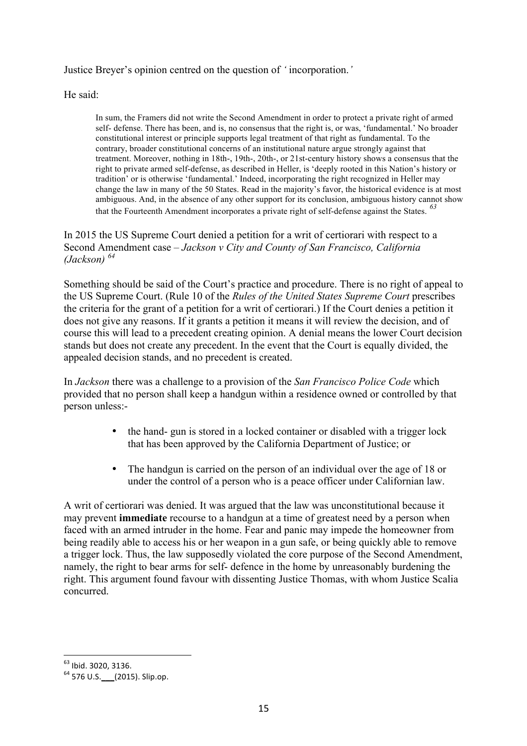Justice Breyer's opinion centred on the question of *' incorporation.'*

He said:

> In sum, the Framers did not write the Second Amendment in order to protect a private right of armed self- defense. There has been, and is, no consensus that the right is, or was, 'fundamental.' No broader constitutional interest or principle supports legal treatment of that right as fundamental. To the contrary, broader constitutional concerns of an institutional nature argue strongly against that treatment. Moreover, nothing in 18th-, 19th-, 20th-, or 21st-century history shows a consensus that the right to private armed self-defense, as described in Heller, is 'deeply rooted in this Nation's history or tradition' or is otherwise 'fundamental.' Indeed, incorporating the right recognized in Heller may change the law in many of the 50 States. Read in the majority's favor, the historical evidence is at most ambiguous. And, in the absence of any other support for its conclusion, ambiguous history cannot show that the Fourteenth Amendment incorporates a private right of self-defense against the States. [63]

In 2015 the US Supreme Court denied a petition for a writ of certiorari with respect to a Second Amendment case – *Jackson v City and County of San Francisco, California (Jackson)* [64]

Something should be said of the Court's practice and procedure. There is no right of appeal to the US Supreme Court. (Rule 10 of the *Rules of the United States Supreme Court* prescribes the criteria for the grant of a petition for a writ of certiorari.) If the Court denies a petition it does not give any reasons. If it grants a petition it means it will review the decision, and of course this will lead to a precedent creating opinion. A denial means the lower Court decision stands but does not create any precedent. In the event that the Court is equally divided, the appealed decision stands, and no precedent is created.

In *Jackson* there was a challenge to a provision of the *San Francisco Police Code* which provided that no person shall keep a handgun within a residence owned or controlled by that person unless:-

- the hand- gun is stored in a locked container or disabled with a trigger lock that has been approved by the California Department of Justice; or
- The handgun is carried on the person of an individual over the age of 18 or under the control of a person who is a peace officer under Californian law.

A writ of certiorari was denied. It was argued that the law was unconstitutional because it may prevent **immediate** recourse to a handgun at a time of greatest need by a person when faced with an armed intruder in the home. Fear and panic may impede the homeowner from being readily able to access his or her weapon in a gun safe, or being quickly able to remove a trigger lock. Thus, the law supposedly violated the core purpose of the Second Amendment, namely, the right to bear arms for self- defence in the home by unreasonably burdening the right. This argument found favour with dissenting Justice Thomas, with whom Justice Scalia concurred.

---

[63] Ibid. 3020, 3136.

[64] 576 U.S.___(2015). Slip.op.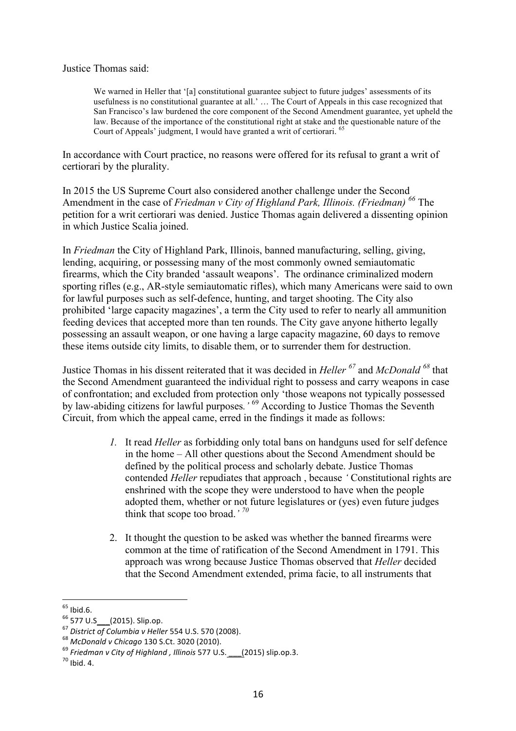Justice Thomas said:

> We warned in Heller that '[a] constitutional guarantee subject to future judges' assessments of its usefulness is no constitutional guarantee at all.' … The Court of Appeals in this case recognized that San Francisco's law burdened the core component of the Second Amendment guarantee, yet upheld the law. Because of the importance of the constitutional right at stake and the questionable nature of the Court of Appeals' judgment, I would have granted a writ of certiorari. [65]

In accordance with Court practice, no reasons were offered for its refusal to grant a writ of certiorari by the plurality.

In 2015 the US Supreme Court also considered another challenge under the Second Amendment in the case of *Friedman v City of Highland Park, Illinois. (Friedman)* [66] The petition for a writ certiorari was denied. Justice Thomas again delivered a dissenting opinion in which Justice Scalia joined.

In *Friedman* the City of Highland Park, Illinois, banned manufacturing, selling, giving, lending, acquiring, or possessing many of the most commonly owned semiautomatic firearms, which the City branded 'assault weapons'. The ordinance criminalized modern sporting rifles (e.g., AR-style semiautomatic rifles), which many Americans were said to own for lawful purposes such as self-defence, hunting, and target shooting. The City also prohibited 'large capacity magazines', a term the City used to refer to nearly all ammunition feeding devices that accepted more than ten rounds. The City gave anyone hitherto legally possessing an assault weapon, or one having a large capacity magazine, 60 days to remove these items outside city limits, to disable them, or to surrender them for destruction.

Justice Thomas in his dissent reiterated that it was decided in *Heller* [67] and *McDonald* [68] that the Second Amendment guaranteed the individual right to possess and carry weapons in case of confrontation; and excluded from protection only 'those weapons not typically possessed by law-abiding citizens for lawful purposes.' [69] According to Justice Thomas the Seventh Circuit, from which the appeal came, erred in the findings it made as follows:

1. It read *Heller* as forbidding only total bans on handguns used for self defence in the home – All other questions about the Second Amendment should be defined by the political process and scholarly debate. Justice Thomas contended *Heller* repudiates that approach , because *'* Constitutional rights are enshrined with the scope they were understood to have when the people adopted them, whether or not future legislatures or (yes) even future judges think that scope too broad.*'* [70]

2. It thought the question to be asked was whether the banned firearms were common at the time of ratification of the Second Amendment in 1791. This approach was wrong because Justice Thomas observed that *Heller* decided that the Second Amendment extended, prima facie, to all instruments that

---

[65] Ibid.6.

[66] 577 U.S___(2015). Slip.op.

[67] *District of Columbia v Heller* 554 U.S. 570 (2008).

[68] *McDonald v Chicago* 130 S.Ct. 3020 (2010).

[69] *Friedman v City of Highland , Illinois* 577 U.S.___(2015) slip.op.3.

[70] Ibid. 4.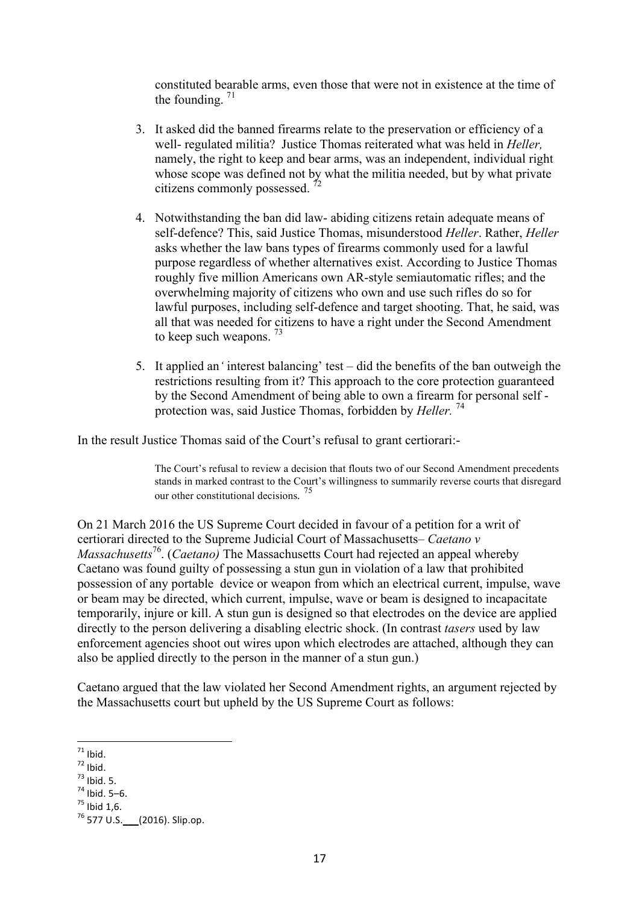constituted bearable arms, even those that were not in existence at the time of the founding. [71]

3. It asked did the banned firearms relate to the preservation or efficiency of a well- regulated militia? Justice Thomas reiterated what was held in *Heller,* namely, the right to keep and bear arms, was an independent, individual right whose scope was defined not by what the militia needed, but by what private citizens commonly possessed. [72]

4. Notwithstanding the ban did law- abiding citizens retain adequate means of self-defence? This, said Justice Thomas, misunderstood *Heller*. Rather, *Heller* asks whether the law bans types of firearms commonly used for a lawful purpose regardless of whether alternatives exist. According to Justice Thomas roughly five million Americans own AR-style semiautomatic rifles; and the overwhelming majority of citizens who own and use such rifles do so for lawful purposes, including self-defence and target shooting. That, he said, was all that was needed for citizens to have a right under the Second Amendment to keep such weapons. [73]

5. It applied an ' interest balancing' test – did the benefits of the ban outweigh the restrictions resulting from it? This approach to the core protection guaranteed by the Second Amendment of being able to own a firearm for personal self - protection was, said Justice Thomas, forbidden by *Heller.* [74]

In the result Justice Thomas said of the Court's refusal to grant certiorari:-

> The Court's refusal to review a decision that flouts two of our Second Amendment precedents stands in marked contrast to the Court's willingness to summarily reverse courts that disregard our other constitutional decisions. [75]

On 21 March 2016 the US Supreme Court decided in favour of a petition for a writ of certiorari directed to the Supreme Judicial Court of Massachusetts– *Caetano v Massachusetts*[76]. (*Caetano)* The Massachusetts Court had rejected an appeal whereby Caetano was found guilty of possessing a stun gun in violation of a law that prohibited possession of any portable device or weapon from which an electrical current, impulse, wave or beam may be directed, which current, impulse, wave or beam is designed to incapacitate temporarily, injure or kill. A stun gun is designed so that electrodes on the device are applied directly to the person delivering a disabling electric shock. (In contrast *tasers* used by law enforcement agencies shoot out wires upon which electrodes are attached, although they can also be applied directly to the person in the manner of a stun gun.)

Caetano argued that the law violated her Second Amendment rights, an argument rejected by the Massachusetts court but upheld by the US Supreme Court as follows:

---

[71] Ibid.
[72] Ibid.
[73] Ibid. 5.
[74] Ibid. 5–6.
[75] Ibid 1,6.
[76] 577 U.S.___(2016). Slip.op.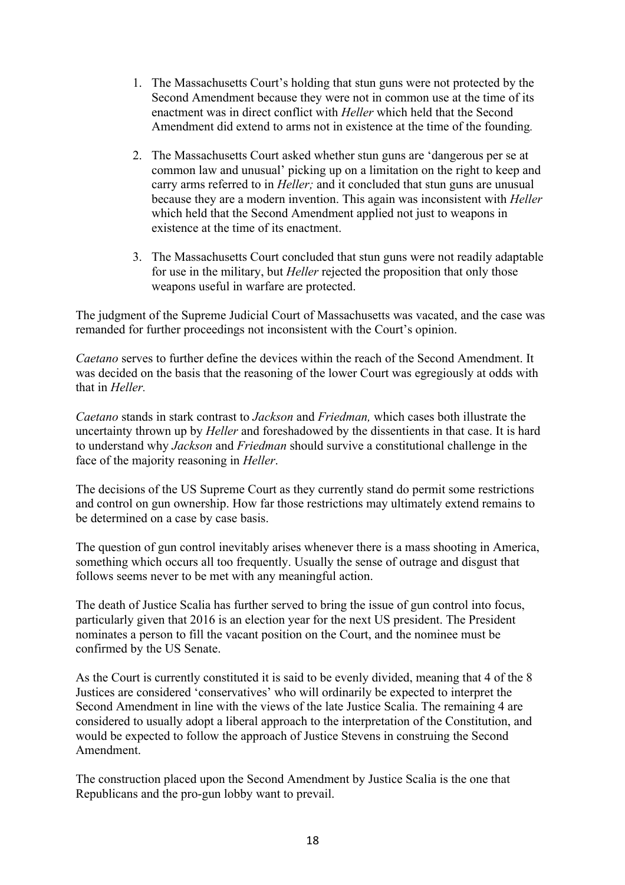1. The Massachusetts Court's holding that stun guns were not protected by the Second Amendment because they were not in common use at the time of its enactment was in direct conflict with *Heller* which held that the Second Amendment did extend to arms not in existence at the time of the founding*.*

2. The Massachusetts Court asked whether stun guns are 'dangerous per se at common law and unusual' picking up on a limitation on the right to keep and carry arms referred to in *Heller;* and it concluded that stun guns are unusual because they are a modern invention. This again was inconsistent with *Heller* which held that the Second Amendment applied not just to weapons in existence at the time of its enactment.

3. The Massachusetts Court concluded that stun guns were not readily adaptable for use in the military, but *Heller* rejected the proposition that only those weapons useful in warfare are protected.

The judgment of the Supreme Judicial Court of Massachusetts was vacated, and the case was remanded for further proceedings not inconsistent with the Court's opinion.

*Caetano* serves to further define the devices within the reach of the Second Amendment. It was decided on the basis that the reasoning of the lower Court was egregiously at odds with that in *Heller.*

*Caetano* stands in stark contrast to *Jackson* and *Friedman,* which cases both illustrate the uncertainty thrown up by *Heller* and foreshadowed by the dissentients in that case. It is hard to understand why *Jackson* and *Friedman* should survive a constitutional challenge in the face of the majority reasoning in *Heller*.

The decisions of the US Supreme Court as they currently stand do permit some restrictions and control on gun ownership. How far those restrictions may ultimately extend remains to be determined on a case by case basis.

The question of gun control inevitably arises whenever there is a mass shooting in America, something which occurs all too frequently. Usually the sense of outrage and disgust that follows seems never to be met with any meaningful action.

The death of Justice Scalia has further served to bring the issue of gun control into focus, particularly given that 2016 is an election year for the next US president. The President nominates a person to fill the vacant position on the Court, and the nominee must be confirmed by the US Senate.

As the Court is currently constituted it is said to be evenly divided, meaning that 4 of the 8 Justices are considered 'conservatives' who will ordinarily be expected to interpret the Second Amendment in line with the views of the late Justice Scalia. The remaining 4 are considered to usually adopt a liberal approach to the interpretation of the Constitution, and would be expected to follow the approach of Justice Stevens in construing the Second Amendment.

The construction placed upon the Second Amendment by Justice Scalia is the one that Republicans and the pro-gun lobby want to prevail.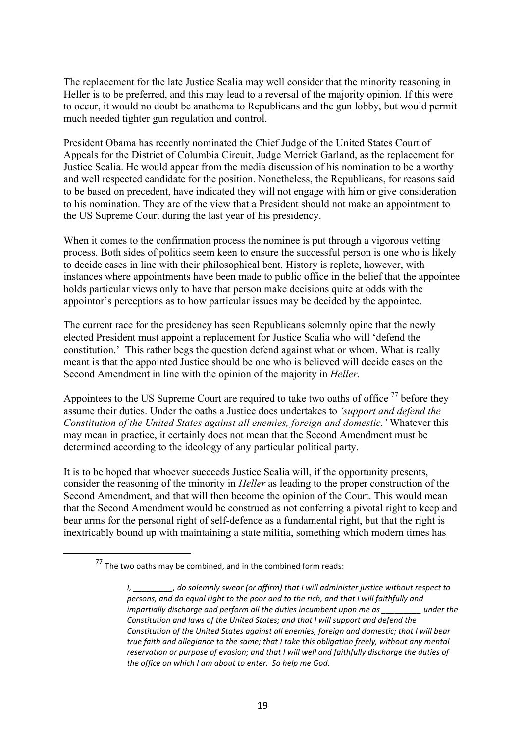The replacement for the late Justice Scalia may well consider that the minority reasoning in Heller is to be preferred, and this may lead to a reversal of the majority opinion. If this were to occur, it would no doubt be anathema to Republicans and the gun lobby, but would permit much needed tighter gun regulation and control.

President Obama has recently nominated the Chief Judge of the United States Court of Appeals for the District of Columbia Circuit, Judge Merrick Garland, as the replacement for Justice Scalia. He would appear from the media discussion of his nomination to be a worthy and well respected candidate for the position. Nonetheless, the Republicans, for reasons said to be based on precedent, have indicated they will not engage with him or give consideration to his nomination. They are of the view that a President should not make an appointment to the US Supreme Court during the last year of his presidency.

When it comes to the confirmation process the nominee is put through a vigorous vetting process. Both sides of politics seem keen to ensure the successful person is one who is likely to decide cases in line with their philosophical bent. History is replete, however, with instances where appointments have been made to public office in the belief that the appointee holds particular views only to have that person make decisions quite at odds with the appointor's perceptions as to how particular issues may be decided by the appointee.

The current race for the presidency has seen Republicans solemnly opine that the newly elected President must appoint a replacement for Justice Scalia who will 'defend the constitution.' This rather begs the question defend against what or whom. What is really meant is that the appointed Justice should be one who is believed will decide cases on the Second Amendment in line with the opinion of the majority in *Heller*.

Appointees to the US Supreme Court are required to take two oaths of office [77] before they assume their duties. Under the oaths a Justice does undertakes to *'support and defend the Constitution of the United States against all enemies, foreign and domestic.'* Whatever this may mean in practice, it certainly does not mean that the Second Amendment must be determined according to the ideology of any particular political party.

It is to be hoped that whoever succeeds Justice Scalia will, if the opportunity presents, consider the reasoning of the minority in *Heller* as leading to the proper construction of the Second Amendment, and that will then become the opinion of the Court. This would mean that the Second Amendment would be construed as not conferring a pivotal right to keep and bear arms for the personal right of self-defence as a fundamental right, but that the right is inextricably bound up with maintaining a state militia, something which modern times has

---

[77] The two oaths may be combined, and in the combined form reads:

> *I, _________, do solemnly swear (or affirm) that I will administer justice without respect to persons, and do equal right to the poor and to the rich, and that I will faithfully and impartially discharge and perform all the duties incumbent upon me as _________ under the Constitution and laws of the United States; and that I will support and defend the Constitution of the United States against all enemies, foreign and domestic; that I will bear true faith and allegiance to the same; that I take this obligation freely, without any mental reservation or purpose of evasion; and that I will well and faithfully discharge the duties of the office on which I am about to enter. So help me God.*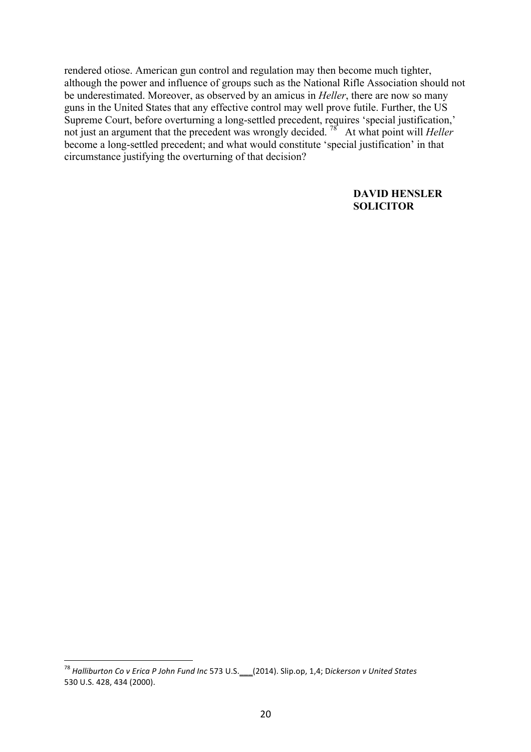rendered otiose. American gun control and regulation may then become much tighter, although the power and influence of groups such as the National Rifle Association should not be underestimated. Moreover, as observed by an amicus in *Heller*, there are now so many guns in the United States that any effective control may well prove futile. Further, the US Supreme Court, before overturning a long-settled precedent, requires 'special justification,' not just an argument that the precedent was wrongly decided. [78] At what point will *Heller* become a long-settled precedent; and what would constitute 'special justification' in that circumstance justifying the overturning of that decision?

**DAVID HENSLER**
**SOLICITOR**

---

[78] *Halliburton Co v Erica P John Fund Inc* 573 U.S.___(2014). Slip.op, 1,4; *Dickerson v United States* 530 U.S. 428, 434 (2000).